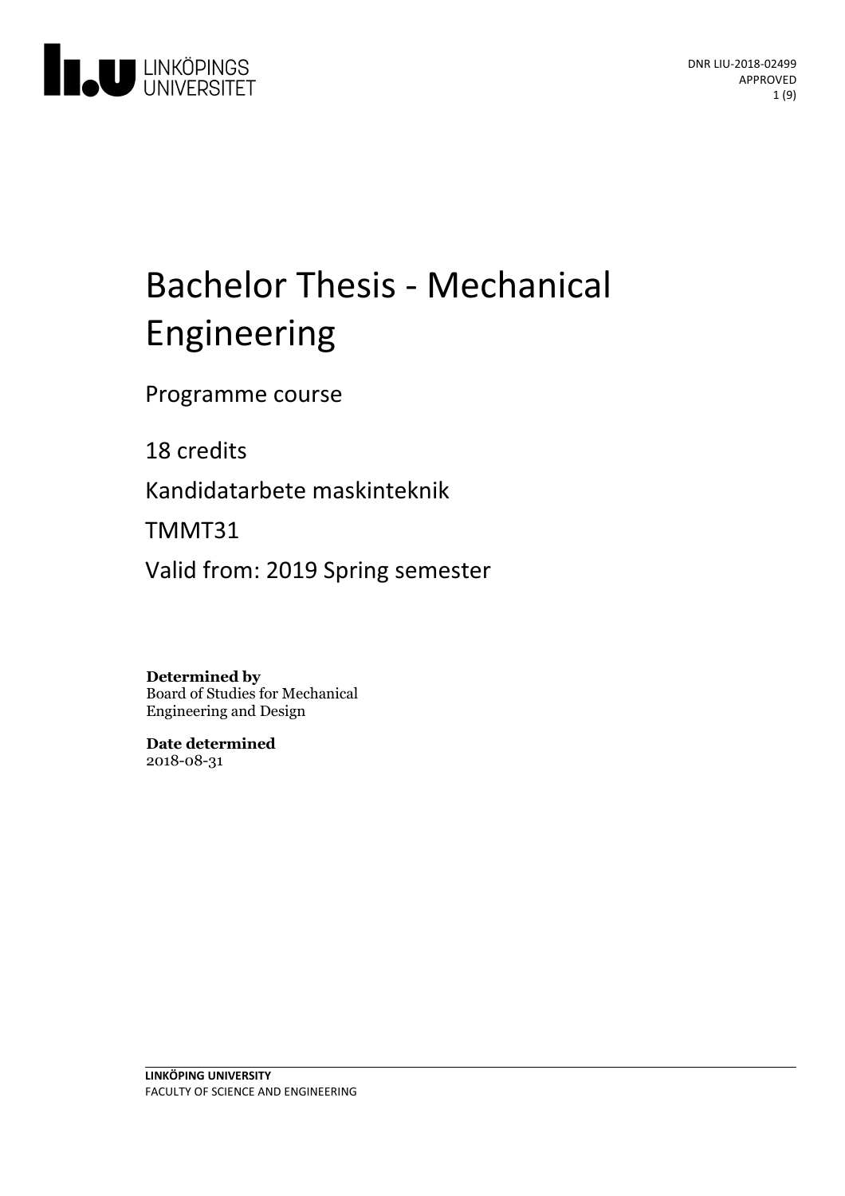DNR LIU-2018-02499
APPROVED

# Bachelor Thesis - Mechanical Engineering

Programme course

18 credits

Kandidatarbete maskinteknik

TMMT31

Valid from: 2019 Spring semester

**Determined by**
Board of Studies for Mechanical Engineering and Design

**Date determined**
2018-08-31

**LINKÖPING UNIVERSITY**
FACULTY OF SCIENCE AND ENGINEERING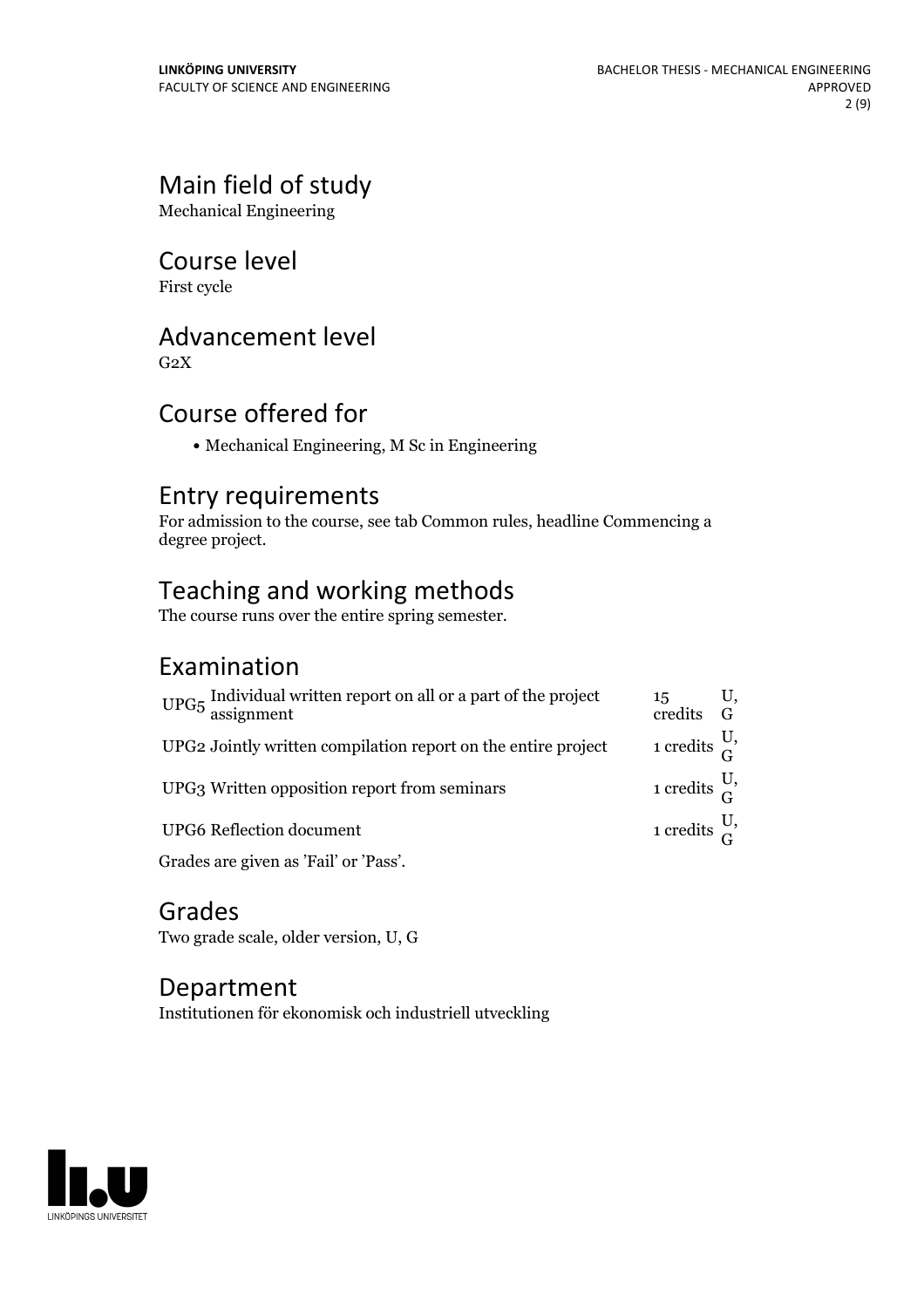## Main field of study

Mechanical Engineering

## Course level

First cycle

## Advancement level

G2X

## Course offered for

- Mechanical Engineering, M Sc in Engineering

## Entry requirements

For admission to the course, see tab Common rules, headline Commencing a degree project.

## Teaching and working methods

The course runs over the entire spring semester.

## Examination

| | | | |
|---|---|---|---|
| UPG5 | Individual written report on all or a part of the project assignment | 15 credits | U, G |
| UPG2 | Jointly written compilation report on the entire project | 1 credits | U, G |
| UPG3 | Written opposition report from seminars | 1 credits | U, G |
| UPG6 | Reflection document | 1 credits | U, G |

Grades are given as 'Fail' or 'Pass'.

## Grades

Two grade scale, older version, U, G

## Department

Institutionen för ekonomisk och industriell utveckling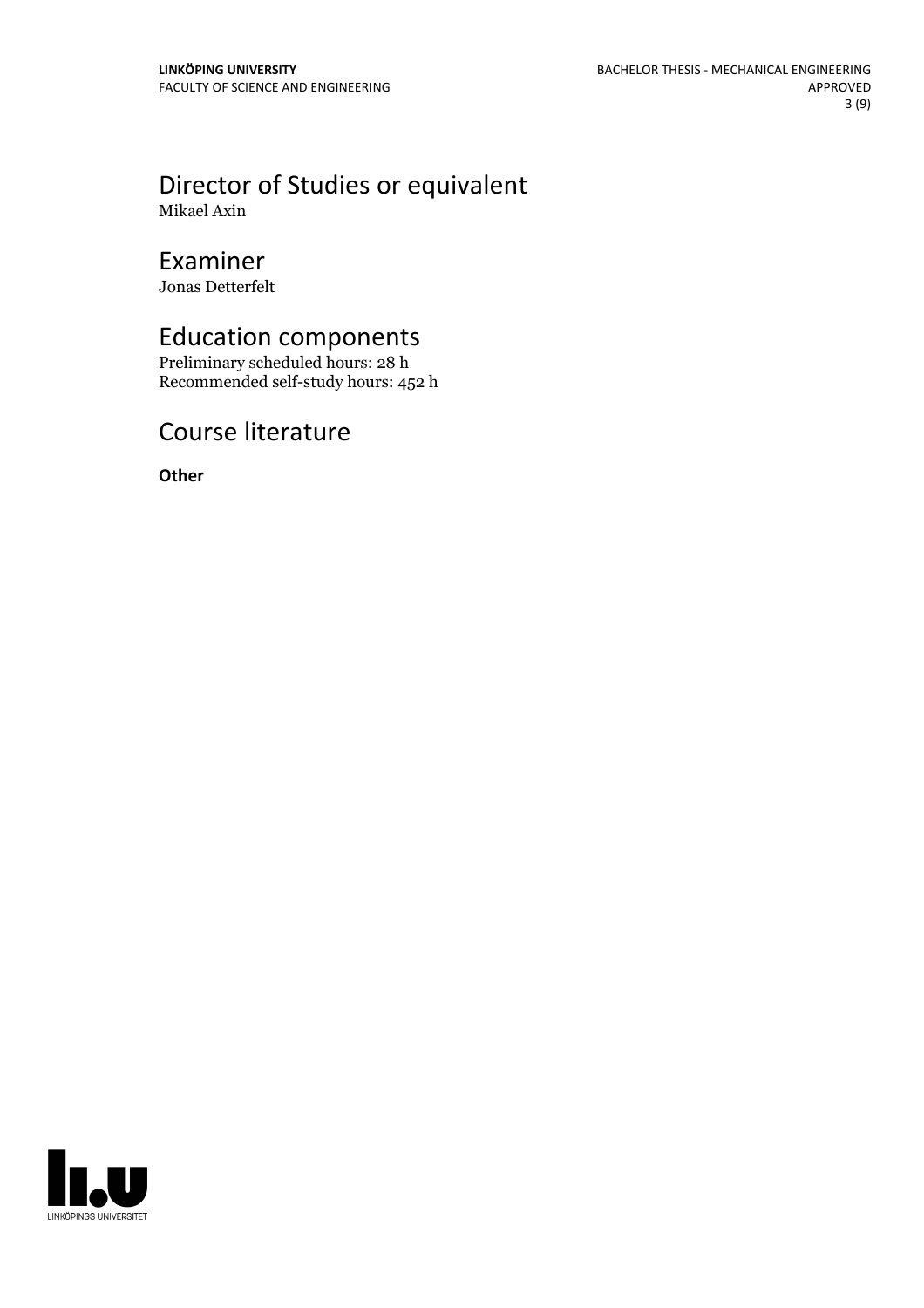# Director of Studies or equivalent

Mikael Axin

# Examiner

Jonas Detterfelt

# Education components

Preliminary scheduled hours: 28 h
Recommended self-study hours: 452 h

# Course literature

**Other**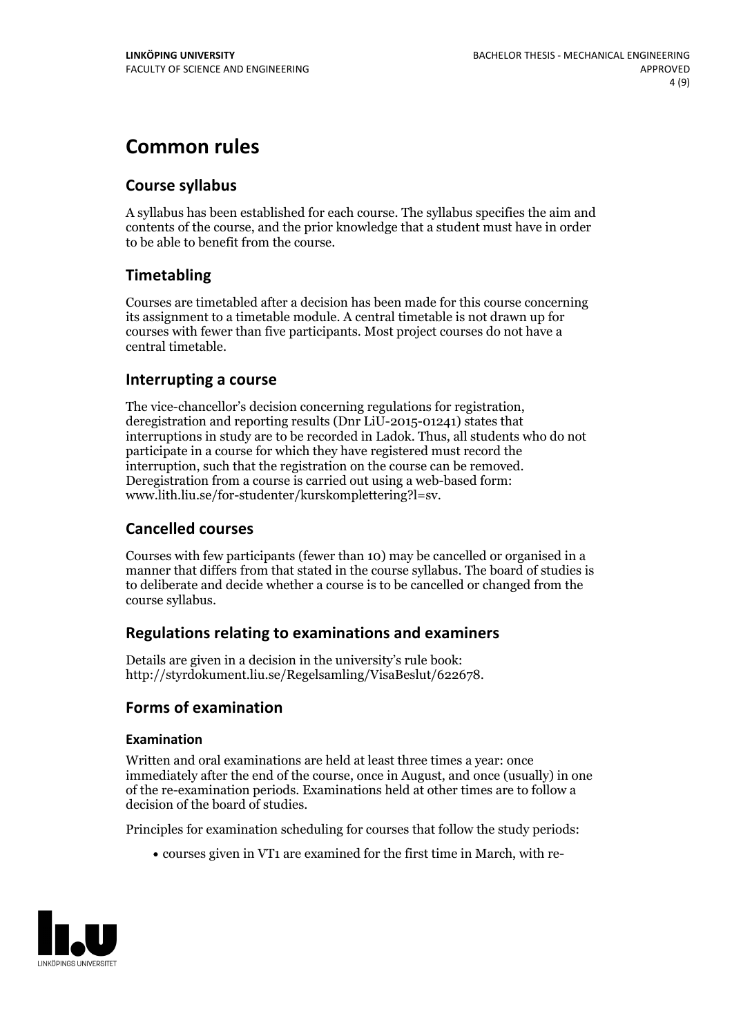# Common rules

## Course syllabus

A syllabus has been established for each course. The syllabus specifies the aim and contents of the course, and the prior knowledge that a student must have in order to be able to benefit from the course.

## Timetabling

Courses are timetabled after a decision has been made for this course concerning its assignment to a timetable module. A central timetable is not drawn up for courses with fewer than five participants. Most project courses do not have a central timetable.

## Interrupting a course

The vice-chancellor's decision concerning regulations for registration, deregistration and reporting results (Dnr LiU-2015-01241) states that interruptions in study are to be recorded in Ladok. Thus, all students who do not participate in a course for which they have registered must record the interruption, such that the registration on the course can be removed. Deregistration from a course is carried out using a web-based form: www.lith.liu.se/for-studenter/kurskomplettering?l=sv.

## Cancelled courses

Courses with few participants (fewer than 10) may be cancelled or organised in a manner that differs from that stated in the course syllabus. The board of studies is to deliberate and decide whether a course is to be cancelled or changed from the course syllabus.

## Regulations relating to examinations and examiners

Details are given in a decision in the university's rule book: http://styrdokument.liu.se/Regelsamling/VisaBeslut/622678.

## Forms of examination

### Examination

Written and oral examinations are held at least three times a year: once immediately after the end of the course, once in August, and once (usually) in one of the re-examination periods. Examinations held at other times are to follow a decision of the board of studies.

Principles for examination scheduling for courses that follow the study periods:

- courses given in VT1 are examined for the first time in March, with re-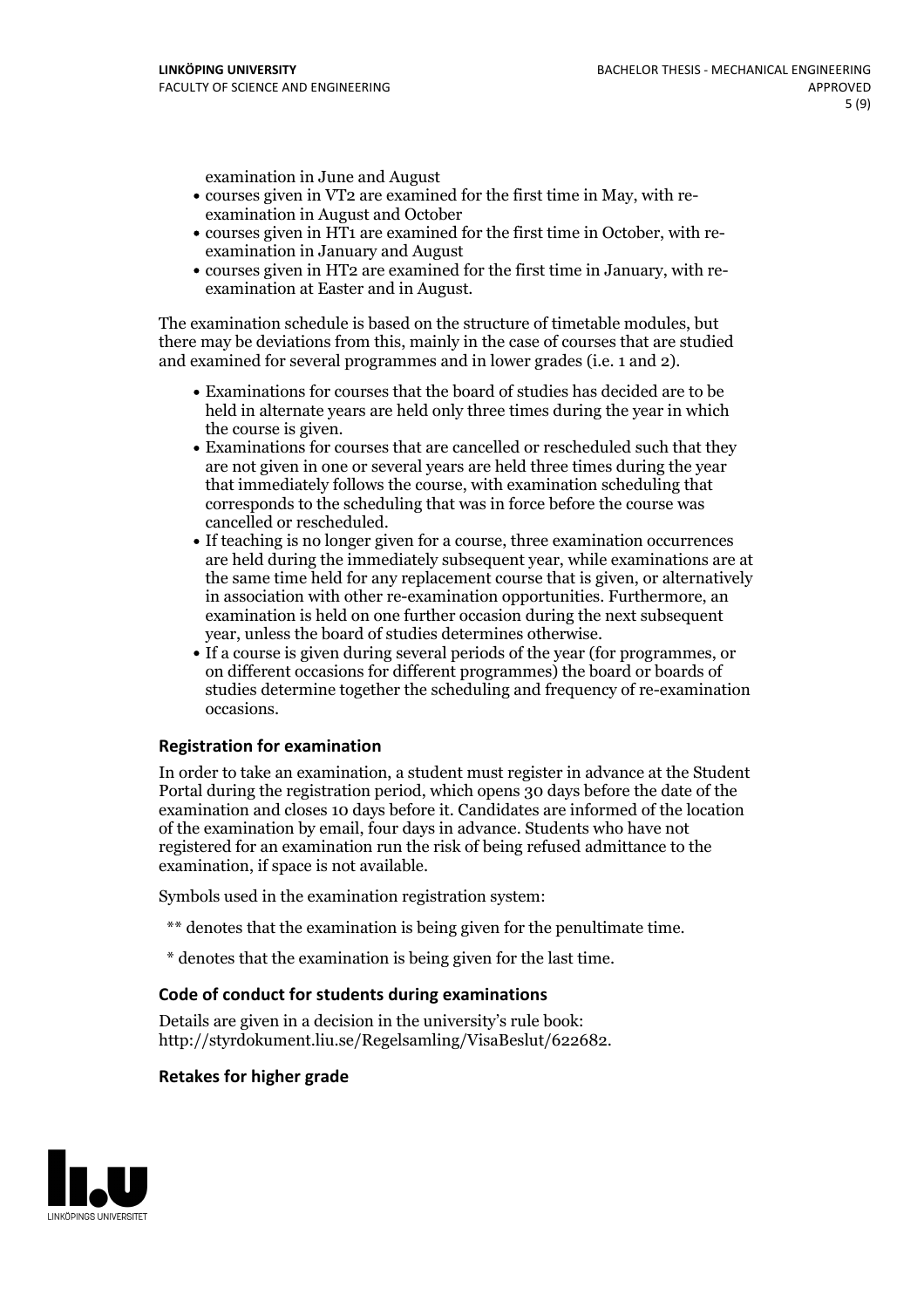examination in June and August

- courses given in VT2 are examined for the first time in May, with re-examination in August and October
- courses given in HT1 are examined for the first time in October, with re-examination in January and August
- courses given in HT2 are examined for the first time in January, with re-examination at Easter and in August.

The examination schedule is based on the structure of timetable modules, but there may be deviations from this, mainly in the case of courses that are studied and examined for several programmes and in lower grades (i.e. 1 and 2).

- Examinations for courses that the board of studies has decided are to be held in alternate years are held only three times during the year in which the course is given.
- Examinations for courses that are cancelled or rescheduled such that they are not given in one or several years are held three times during the year that immediately follows the course, with examination scheduling that corresponds to the scheduling that was in force before the course was cancelled or rescheduled.
- If teaching is no longer given for a course, three examination occurrences are held during the immediately subsequent year, while examinations are at the same time held for any replacement course that is given, or alternatively in association with other re-examination opportunities. Furthermore, an examination is held on one further occasion during the next subsequent year, unless the board of studies determines otherwise.
- If a course is given during several periods of the year (for programmes, or on different occasions for different programmes) the board or boards of studies determine together the scheduling and frequency of re-examination occasions.

### Registration for examination

In order to take an examination, a student must register in advance at the Student Portal during the registration period, which opens 30 days before the date of the examination and closes 10 days before it. Candidates are informed of the location of the examination by email, four days in advance. Students who have not registered for an examination run the risk of being refused admittance to the examination, if space is not available.

Symbols used in the examination registration system:

** denotes that the examination is being given for the penultimate time.

* denotes that the examination is being given for the last time.

### Code of conduct for students during examinations

Details are given in a decision in the university's rule book: http://styrdokument.liu.se/Regelsamling/VisaBeslut/622682.

### Retakes for higher grade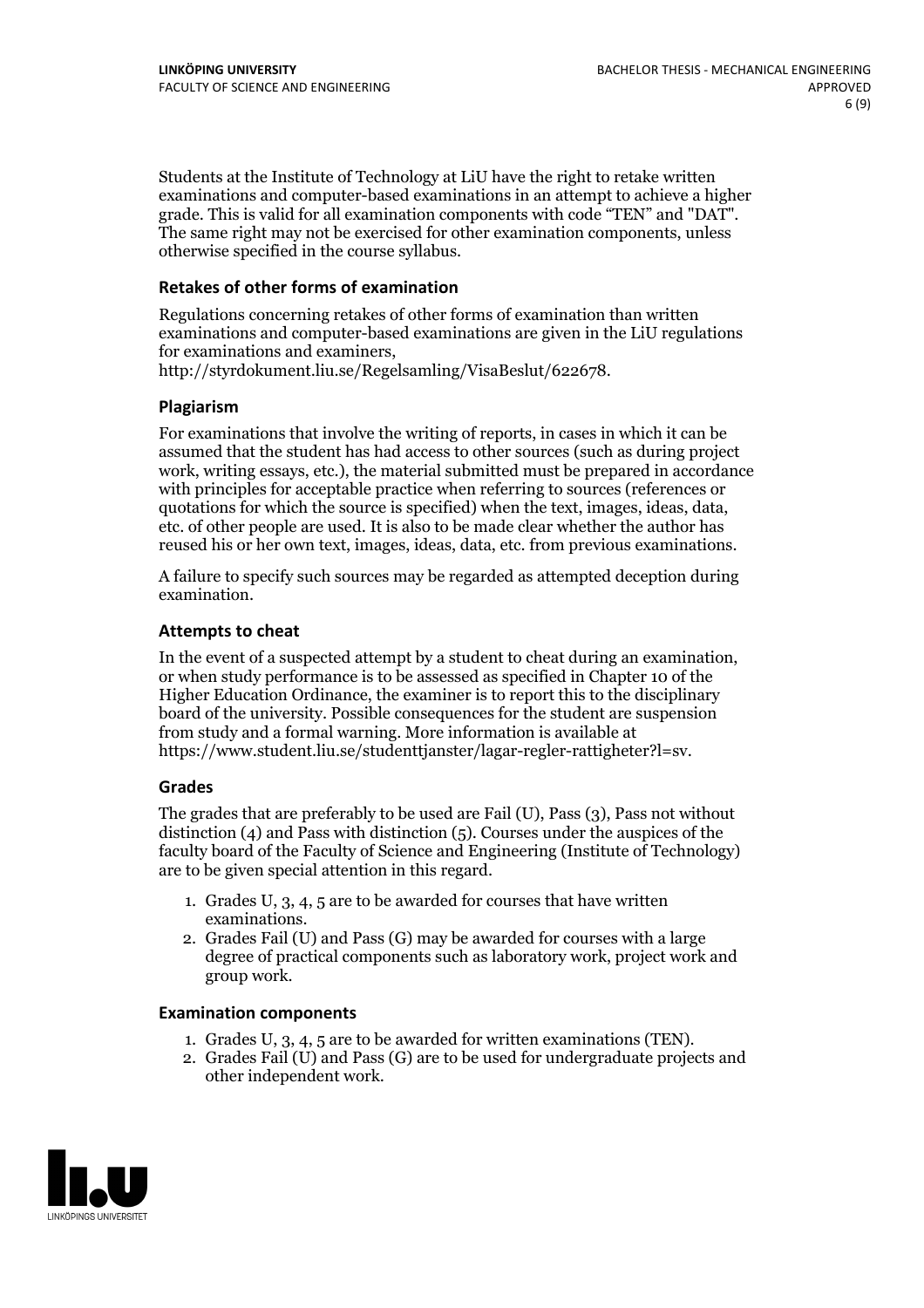Students at the Institute of Technology at LiU have the right to retake written examinations and computer-based examinations in an attempt to achieve a higher grade. This is valid for all examination components with code "TEN" and "DAT". The same right may not be exercised for other examination components, unless otherwise specified in the course syllabus.

### Retakes of other forms of examination

Regulations concerning retakes of other forms of examination than written examinations and computer-based examinations are given in the LiU regulations for examinations and examiners, http://styrdokument.liu.se/Regelsamling/VisaBeslut/622678.

### Plagiarism

For examinations that involve the writing of reports, in cases in which it can be assumed that the student has had access to other sources (such as during project work, writing essays, etc.), the material submitted must be prepared in accordance with principles for acceptable practice when referring to sources (references or quotations for which the source is specified) when the text, images, ideas, data, etc. of other people are used. It is also to be made clear whether the author has reused his or her own text, images, ideas, data, etc. from previous examinations.

A failure to specify such sources may be regarded as attempted deception during examination.

### Attempts to cheat

In the event of a suspected attempt by a student to cheat during an examination, or when study performance is to be assessed as specified in Chapter 10 of the Higher Education Ordinance, the examiner is to report this to the disciplinary board of the university. Possible consequences for the student are suspension from study and a formal warning. More information is available at https://www.student.liu.se/studenttjanster/lagar-regler-rattigheter?l=sv.

### Grades

The grades that are preferably to be used are Fail (U), Pass (3), Pass not without distinction (4) and Pass with distinction (5). Courses under the auspices of the faculty board of the Faculty of Science and Engineering (Institute of Technology) are to be given special attention in this regard.

1. Grades U, 3, 4, 5 are to be awarded for courses that have written examinations.
2. Grades Fail (U) and Pass (G) may be awarded for courses with a large degree of practical components such as laboratory work, project work and group work.

### Examination components

1. Grades U, 3, 4, 5 are to be awarded for written examinations (TEN).
2. Grades Fail (U) and Pass (G) are to be used for undergraduate projects and other independent work.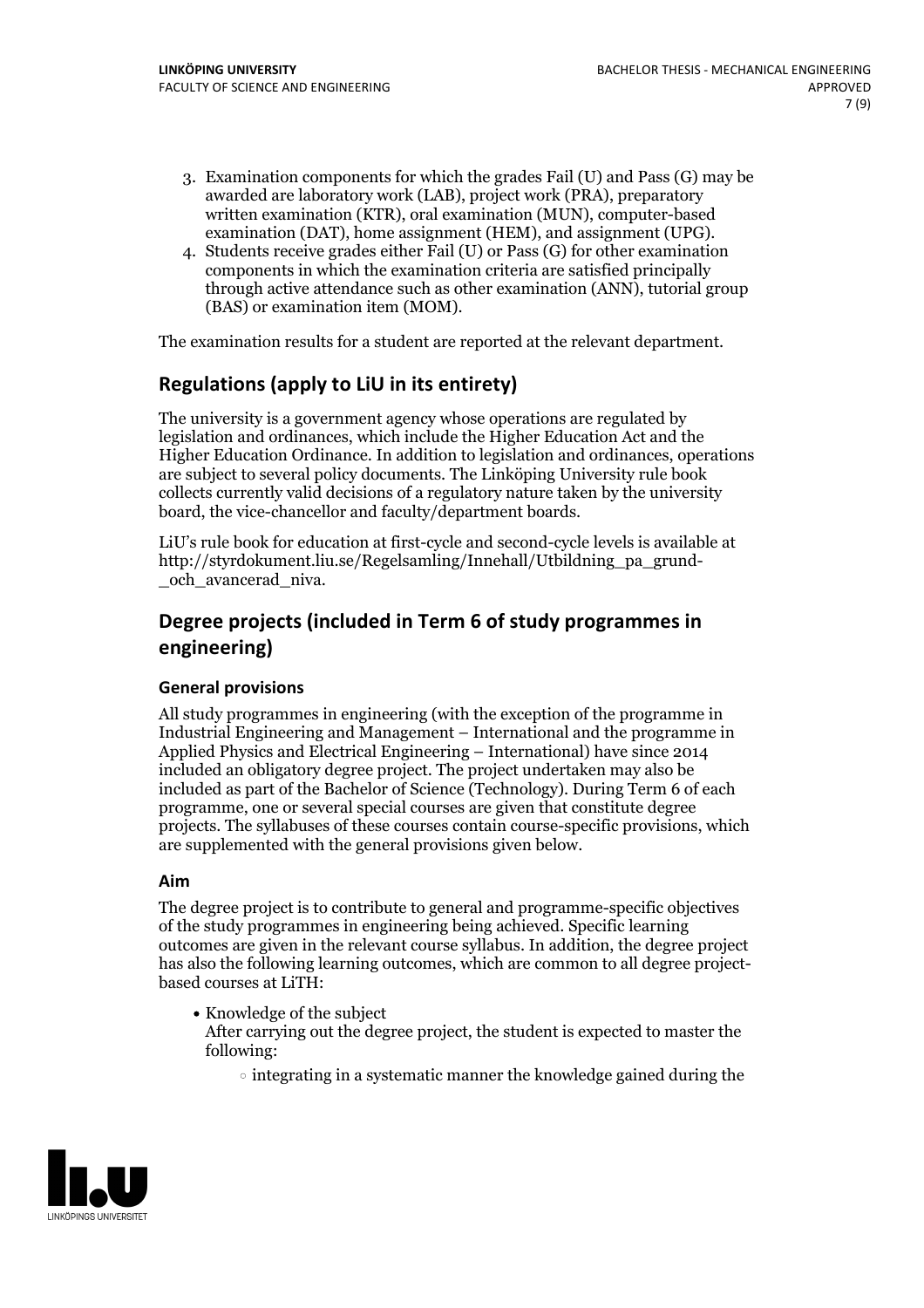3. Examination components for which the grades Fail (U) and Pass (G) may be awarded are laboratory work (LAB), project work (PRA), preparatory written examination (KTR), oral examination (MUN), computer-based examination (DAT), home assignment (HEM), and assignment (UPG).
4. Students receive grades either Fail (U) or Pass (G) for other examination components in which the examination criteria are satisfied principally through active attendance such as other examination (ANN), tutorial group (BAS) or examination item (MOM).

The examination results for a student are reported at the relevant department.

## Regulations (apply to LiU in its entirety)

The university is a government agency whose operations are regulated by legislation and ordinances, which include the Higher Education Act and the Higher Education Ordinance. In addition to legislation and ordinances, operations are subject to several policy documents. The Linköping University rule book collects currently valid decisions of a regulatory nature taken by the university board, the vice-chancellor and faculty/department boards.

LiU's rule book for education at first-cycle and second-cycle levels is available at http://styrdokument.liu.se/Regelsamling/Innehall/Utbildning_pa_grund-_och_avancerad_niva.

## Degree projects (included in Term 6 of study programmes in engineering)

### General provisions

All study programmes in engineering (with the exception of the programme in Industrial Engineering and Management – International and the programme in Applied Physics and Electrical Engineering – International) have since 2014 included an obligatory degree project. The project undertaken may also be included as part of the Bachelor of Science (Technology). During Term 6 of each programme, one or several special courses are given that constitute degree projects. The syllabuses of these courses contain course-specific provisions, which are supplemented with the general provisions given below.

### Aim

The degree project is to contribute to general and programme-specific objectives of the study programmes in engineering being achieved. Specific learning outcomes are given in the relevant course syllabus. In addition, the degree project has also the following learning outcomes, which are common to all degree project-based courses at LiTH:

- Knowledge of the subject
  After carrying out the degree project, the student is expected to master the following:
    - integrating in a systematic manner the knowledge gained during the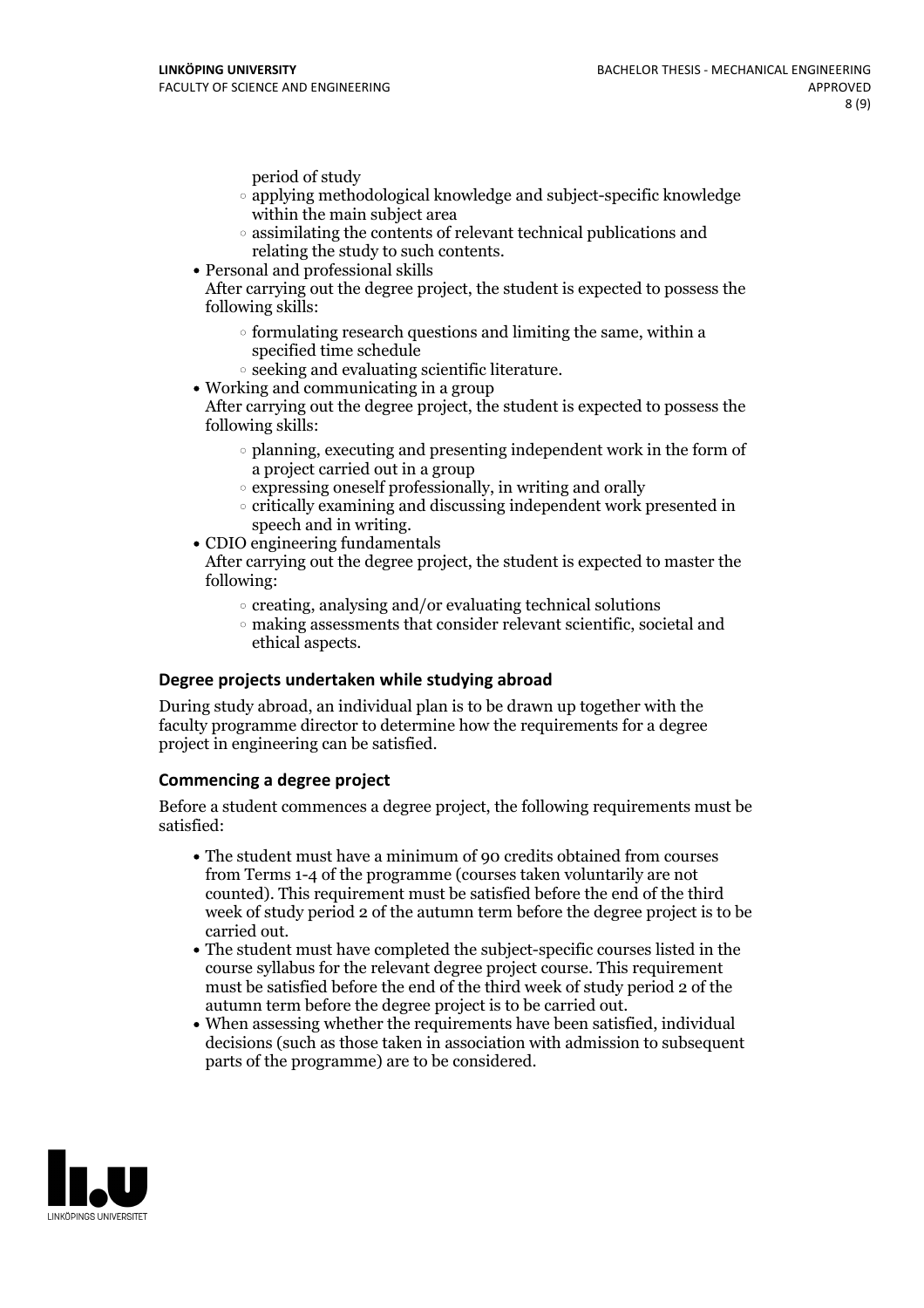period of study
    - applying methodological knowledge and subject-specific knowledge within the main subject area
    - assimilating the contents of relevant technical publications and relating the study to such contents.
- Personal and professional skills
  After carrying out the degree project, the student is expected to possess the following skills:
    - formulating research questions and limiting the same, within a specified time schedule
    - seeking and evaluating scientific literature.
- Working and communicating in a group
  After carrying out the degree project, the student is expected to possess the following skills:
    - planning, executing and presenting independent work in the form of a project carried out in a group
    - expressing oneself professionally, in writing and orally
    - critically examining and discussing independent work presented in speech and in writing.
- CDIO engineering fundamentals
  After carrying out the degree project, the student is expected to master the following:
    - creating, analysing and/or evaluating technical solutions
    - making assessments that consider relevant scientific, societal and ethical aspects.

### Degree projects undertaken while studying abroad

During study abroad, an individual plan is to be drawn up together with the faculty programme director to determine how the requirements for a degree project in engineering can be satisfied.

### Commencing a degree project

Before a student commences a degree project, the following requirements must be satisfied:

- The student must have a minimum of 90 credits obtained from courses from Terms 1-4 of the programme (courses taken voluntarily are not counted). This requirement must be satisfied before the end of the third week of study period 2 of the autumn term before the degree project is to be carried out.
- The student must have completed the subject-specific courses listed in the course syllabus for the relevant degree project course. This requirement must be satisfied before the end of the third week of study period 2 of the autumn term before the degree project is to be carried out.
- When assessing whether the requirements have been satisfied, individual decisions (such as those taken in association with admission to subsequent parts of the programme) are to be considered.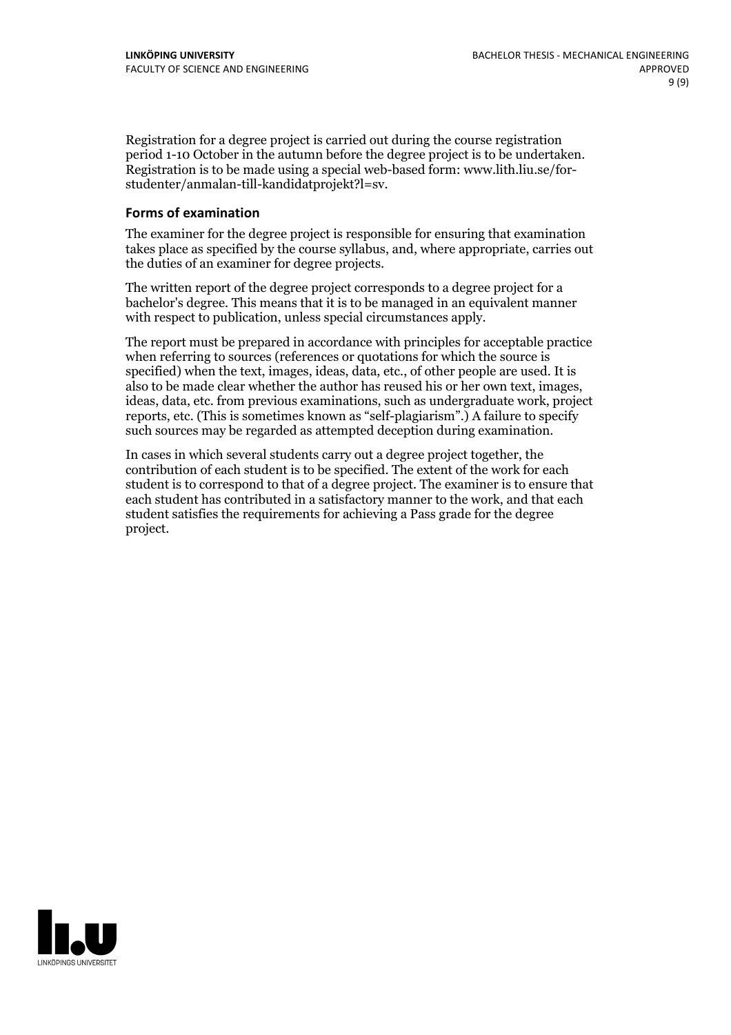Registration for a degree project is carried out during the course registration period 1-10 October in the autumn before the degree project is to be undertaken. Registration is to be made using a special web-based form: www.lith.liu.se/for-studenter/anmalan-till-kandidatprojekt?l=sv.

### Forms of examination

The examiner for the degree project is responsible for ensuring that examination takes place as specified by the course syllabus, and, where appropriate, carries out the duties of an examiner for degree projects.

The written report of the degree project corresponds to a degree project for a bachelor's degree. This means that it is to be managed in an equivalent manner with respect to publication, unless special circumstances apply.

The report must be prepared in accordance with principles for acceptable practice when referring to sources (references or quotations for which the source is specified) when the text, images, ideas, data, etc., of other people are used. It is also to be made clear whether the author has reused his or her own text, images, ideas, data, etc. from previous examinations, such as undergraduate work, project reports, etc. (This is sometimes known as "self-plagiarism".) A failure to specify such sources may be regarded as attempted deception during examination.

In cases in which several students carry out a degree project together, the contribution of each student is to be specified. The extent of the work for each student is to correspond to that of a degree project. The examiner is to ensure that each student has contributed in a satisfactory manner to the work, and that each student satisfies the requirements for achieving a Pass grade for the degree project.